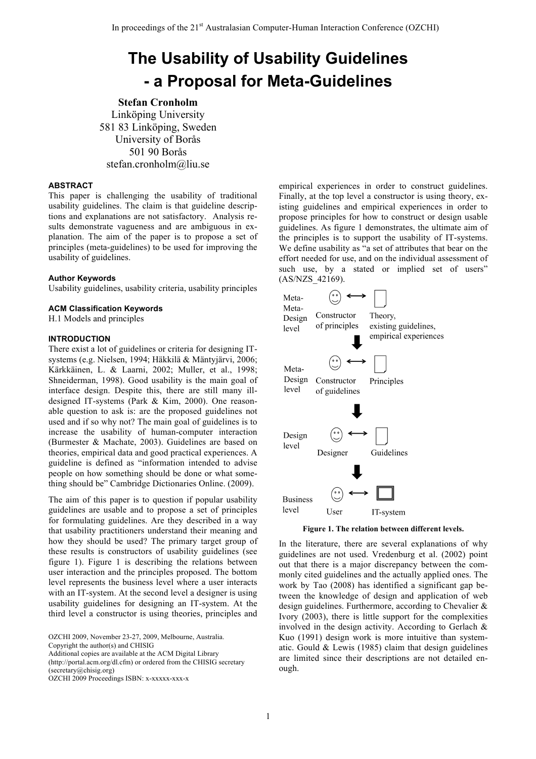# The Usability of Usability Guidelines - a Proposal for Meta-Guidelines

**Stefan Cronholm**
Linköping University
581 83 Linköping, Sweden
University of Borås
501 90 Borås
stefan.cronholm@liu.se

### ABSTRACT

This paper is challenging the usability of traditional usability guidelines. The claim is that guideline descriptions and explanations are not satisfactory. Analysis results demonstrate vagueness and are ambiguous in explanation. The aim of the paper is to propose a set of principles (meta-guidelines) to be used for improving the usability of guidelines.

### Author Keywords

Usability guidelines, usability criteria, usability principles

### ACM Classification Keywords

H.1 Models and principles

### INTRODUCTION

There exist a lot of guidelines or criteria for designing IT-systems (e.g. Nielsen, 1994; Häkkilä & Mäntyjärvi, 2006; Kärkkäinen, L. & Laarni, 2002; Muller, et al., 1998; Shneiderman, 1998). Good usability is the main goal of interface design. Despite this, there are still many ill-designed IT-systems (Park & Kim, 2000). One reasonable question to ask is: are the proposed guidelines not used and if so why not? The main goal of guidelines is to increase the usability of human-computer interaction (Burmester & Machate, 2003). Guidelines are based on theories, empirical data and good practical experiences. A guideline is defined as "information intended to advise people on how something should be done or what something should be" Cambridge Dictionaries Online. (2009).

The aim of this paper is to question if popular usability guidelines are usable and to propose a set of principles for formulating guidelines. Are they described in a way that usability practitioners understand their meaning and how they should be used? The primary target group of these results is constructors of usability guidelines (see figure 1). Figure 1 is describing the relations between user interaction and the principles proposed. The bottom level represents the business level where a user interacts with an IT-system. At the second level a designer is using usability guidelines for designing an IT-system. At the third level a constructor is using theories, principles and empirical experiences in order to construct guidelines. Finally, at the top level a constructor is using theory, existing guidelines and empirical experiences in order to propose principles for how to construct or design usable guidelines. As figure 1 demonstrates, the ultimate aim of the principles is to support the usability of IT-systems. We define usability as "a set of attributes that bear on the effort needed for use, and on the individual assessment of such use, by a stated or implied set of users" (AS/NZS_42169).

Meta-Meta-Design level — Constructor of principles ⟷ Theory, existing guidelines, empirical experiences

Meta-Design level — Constructor of guidelines ⟷ Principles

Design level — Designer ⟷ Guidelines

Business level — User ⟷ IT-system

**Figure 1. The relation between different levels.**

In the literature, there are several explanations of why guidelines are not used. Vredenburg et al. (2002) point out that there is a major discrepancy between the commonly cited guidelines and the actually applied ones. The work by Tao (2008) has identified a significant gap between the knowledge of design and application of web design guidelines. Furthermore, according to Chevalier & Ivory (2003), there is little support for the complexities involved in the design activity. According to Gerlach & Kuo (1991) design work is more intuitive than systematic. Gould & Lewis (1985) claim that design guidelines are limited since their descriptions are not detailed enough.

OZCHI 2009, November 23-27, 2009, Melbourne, Australia.
Copyright the author(s) and CHISIG
Additional copies are available at the ACM Digital Library (http://portal.acm.org/dl.cfm) or ordered from the CHISIG secretary (secretary@chisig.org)
OZCHI 2009 Proceedings ISBN: x-xxxxx-xxx-x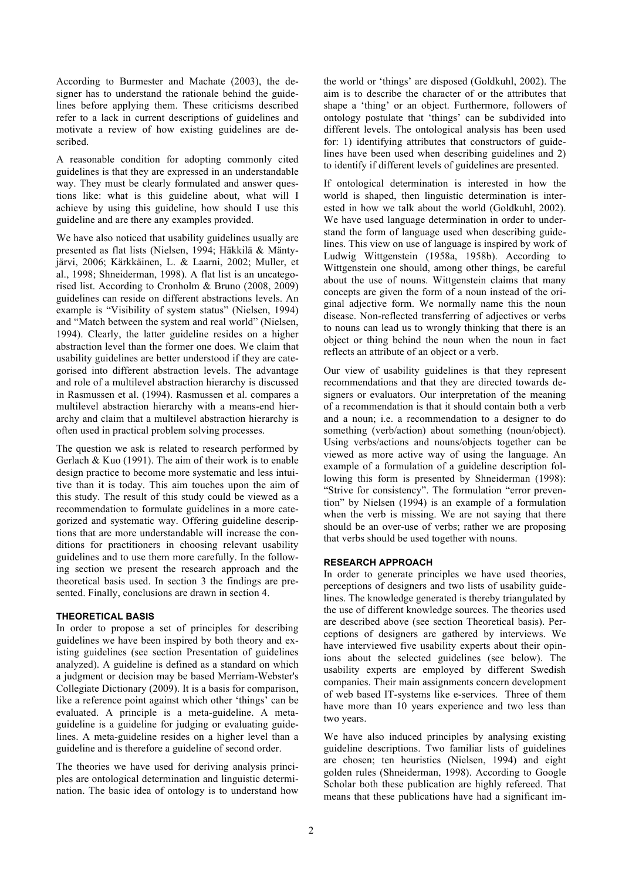According to Burmester and Machate (2003), the designer has to understand the rationale behind the guidelines before applying them. These criticisms described refer to a lack in current descriptions of guidelines and motivate a review of how existing guidelines are described.

A reasonable condition for adopting commonly cited guidelines is that they are expressed in an understandable way. They must be clearly formulated and answer questions like: what is this guideline about, what will I achieve by using this guideline, how should I use this guideline and are there any examples provided.

We have also noticed that usability guidelines usually are presented as flat lists (Nielsen, 1994; Häkkilä & Mäntyjärvi, 2006; Kärkkäinen, L. & Laarni, 2002; Muller, et al., 1998; Shneiderman, 1998). A flat list is an uncategorised list. According to Cronholm & Bruno (2008, 2009) guidelines can reside on different abstractions levels. An example is "Visibility of system status" (Nielsen, 1994) and "Match between the system and real world" (Nielsen, 1994). Clearly, the latter guideline resides on a higher abstraction level than the former one does. We claim that usability guidelines are better understood if they are categorised into different abstraction levels. The advantage and role of a multilevel abstraction hierarchy is discussed in Rasmussen et al. (1994). Rasmussen et al. compares a multilevel abstraction hierarchy with a means-end hierarchy and claim that a multilevel abstraction hierarchy is often used in practical problem solving processes.

The question we ask is related to research performed by Gerlach & Kuo (1991). The aim of their work is to enable design practice to become more systematic and less intuitive than it is today. This aim touches upon the aim of this study. The result of this study could be viewed as a recommendation to formulate guidelines in a more categorized and systematic way. Offering guideline descriptions that are more understandable will increase the conditions for practitioners in choosing relevant usability guidelines and to use them more carefully. In the following section we present the research approach and the theoretical basis used. In section 3 the findings are presented. Finally, conclusions are drawn in section 4.

## THEORETICAL BASIS

In order to propose a set of principles for describing guidelines we have been inspired by both theory and existing guidelines (see section Presentation of guidelines analyzed). A guideline is defined as a standard on which a judgment or decision may be based Merriam-Webster's Collegiate Dictionary (2009). It is a basis for comparison, like a reference point against which other 'things' can be evaluated. A principle is a meta-guideline. A meta-guideline is a guideline for judging or evaluating guidelines. A meta-guideline resides on a higher level than a guideline and is therefore a guideline of second order.

The theories we have used for deriving analysis principles are ontological determination and linguistic determination. The basic idea of ontology is to understand how the world or 'things' are disposed (Goldkuhl, 2002). The aim is to describe the character of or the attributes that shape a 'thing' or an object. Furthermore, followers of ontology postulate that 'things' can be subdivided into different levels. The ontological analysis has been used for: 1) identifying attributes that constructors of guidelines have been used when describing guidelines and 2) to identify if different levels of guidelines are presented.

If ontological determination is interested in how the world is shaped, then linguistic determination is interested in how we talk about the world (Goldkuhl, 2002). We have used language determination in order to understand the form of language used when describing guidelines. This view on use of language is inspired by work of Ludwig Wittgenstein (1958a, 1958b). According to Wittgenstein one should, among other things, be careful about the use of nouns. Wittgenstein claims that many concepts are given the form of a noun instead of the original adjective form. We normally name this the noun disease. Non-reflected transferring of adjectives or verbs to nouns can lead us to wrongly thinking that there is an object or thing behind the noun when the noun in fact reflects an attribute of an object or a verb.

Our view of usability guidelines is that they represent recommendations and that they are directed towards designers or evaluators. Our interpretation of the meaning of a recommendation is that it should contain both a verb and a noun; i.e. a recommendation to a designer to do something (verb/action) about something (noun/object). Using verbs/actions and nouns/objects together can be viewed as more active way of using the language. An example of a formulation of a guideline description following this form is presented by Shneiderman (1998): "Strive for consistency". The formulation "error prevention" by Nielsen (1994) is an example of a formulation when the verb is missing. We are not saying that there should be an over-use of verbs; rather we are proposing that verbs should be used together with nouns.

## RESEARCH APPROACH

In order to generate principles we have used theories, perceptions of designers and two lists of usability guidelines. The knowledge generated is thereby triangulated by the use of different knowledge sources. The theories used are described above (see section Theoretical basis). Perceptions of designers are gathered by interviews. We have interviewed five usability experts about their opinions about the selected guidelines (see below). The usability experts are employed by different Swedish companies. Their main assignments concern development of web based IT-systems like e-services. Three of them have more than 10 years experience and two less than two years.

We have also induced principles by analysing existing guideline descriptions. Two familiar lists of guidelines are chosen; ten heuristics (Nielsen, 1994) and eight golden rules (Shneiderman, 1998). According to Google Scholar both these publication are highly refereed. That means that these publications have had a significant im-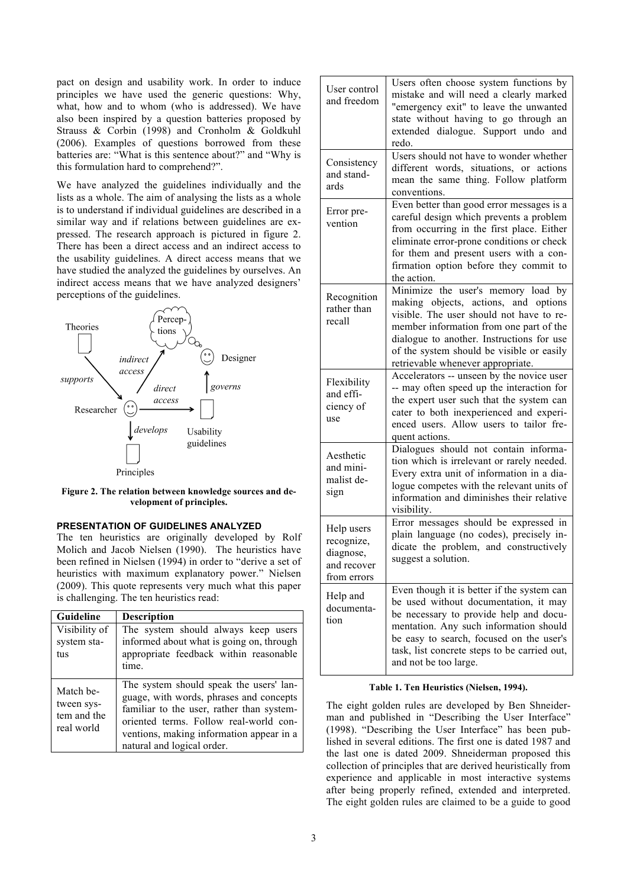pact on design and usability work. In order to induce principles we have used the generic questions: Why, what, how and to whom (who is addressed). We have also been inspired by a question batteries proposed by Strauss & Corbin (1998) and Cronholm & Goldkuhl (2006). Examples of questions borrowed from these batteries are: "What is this sentence about?" and "Why is this formulation hard to comprehend?".

We have analyzed the guidelines individually and the lists as a whole. The aim of analysing the lists as a whole is to understand if individual guidelines are described in a similar way and if relations between guidelines are expressed. The research approach is pictured in figure 2. There has been a direct access and an indirect access to the usability guidelines. A direct access means that we have studied the analyzed the guidelines by ourselves. An indirect access means that we have analyzed designers' perceptions of the guidelines.

Theories, Perceptions, Designer, Researcher, Usability guidelines, Principles — supports, indirect access, direct access, governs, develops

**Figure 2. The relation between knowledge sources and development of principles.**

### PRESENTATION OF GUIDELINES ANALYZED

The ten heuristics are originally developed by Rolf Molich and Jacob Nielsen (1990). The heuristics have been refined in Nielsen (1994) in order to "derive a set of heuristics with maximum explanatory power." Nielsen (2009). This quote represents very much what this paper is challenging. The ten heuristics read:

| Guideline | Description |
|---|---|
| Visibility of system status | The system should always keep users informed about what is going on, through appropriate feedback within reasonable time. |
| Match between system and the real world | The system should speak the users' language, with words, phrases and concepts familiar to the user, rather than system-oriented terms. Follow real-world conventions, making information appear in a natural and logical order. |
| User control and freedom | Users often choose system functions by mistake and will need a clearly marked "emergency exit" to leave the unwanted state without having to go through an extended dialogue. Support undo and redo. |
| Consistency and standards | Users should not have to wonder whether different words, situations, or actions mean the same thing. Follow platform conventions. |
| Error prevention | Even better than good error messages is a careful design which prevents a problem from occurring in the first place. Either eliminate error-prone conditions or check for them and present users with a confirmation option before they commit to the action. |
| Recognition rather than recall | Minimize the user's memory load by making objects, actions, and options visible. The user should not have to remember information from one part of the dialogue to another. Instructions for use of the system should be visible or easily retrievable whenever appropriate. |
| Flexibility and efficiency of use | Accelerators -- unseen by the novice user -- may often speed up the interaction for the expert user such that the system can cater to both inexperienced and experienced users. Allow users to tailor frequent actions. |
| Aesthetic and minimalist design | Dialogues should not contain information which is irrelevant or rarely needed. Every extra unit of information in a dialogue competes with the relevant units of information and diminishes their relative visibility. |
| Help users recognize, diagnose, and recover from errors | Error messages should be expressed in plain language (no codes), precisely indicate the problem, and constructively suggest a solution. |
| Help and documentation | Even though it is better if the system can be used without documentation, it may be necessary to provide help and documentation. Any such information should be easy to search, focused on the user's task, list concrete steps to be carried out, and not be too large. |

**Table 1. Ten Heuristics (Nielsen, 1994).**

The eight golden rules are developed by Ben Shneiderman and published in "Describing the User Interface" (1998). "Describing the User Interface" has been published in several editions. The first one is dated 1987 and the last one is dated 2009. Shneiderman proposed this collection of principles that are derived heuristically from experience and applicable in most interactive systems after being properly refined, extended and interpreted. The eight golden rules are claimed to be a guide to good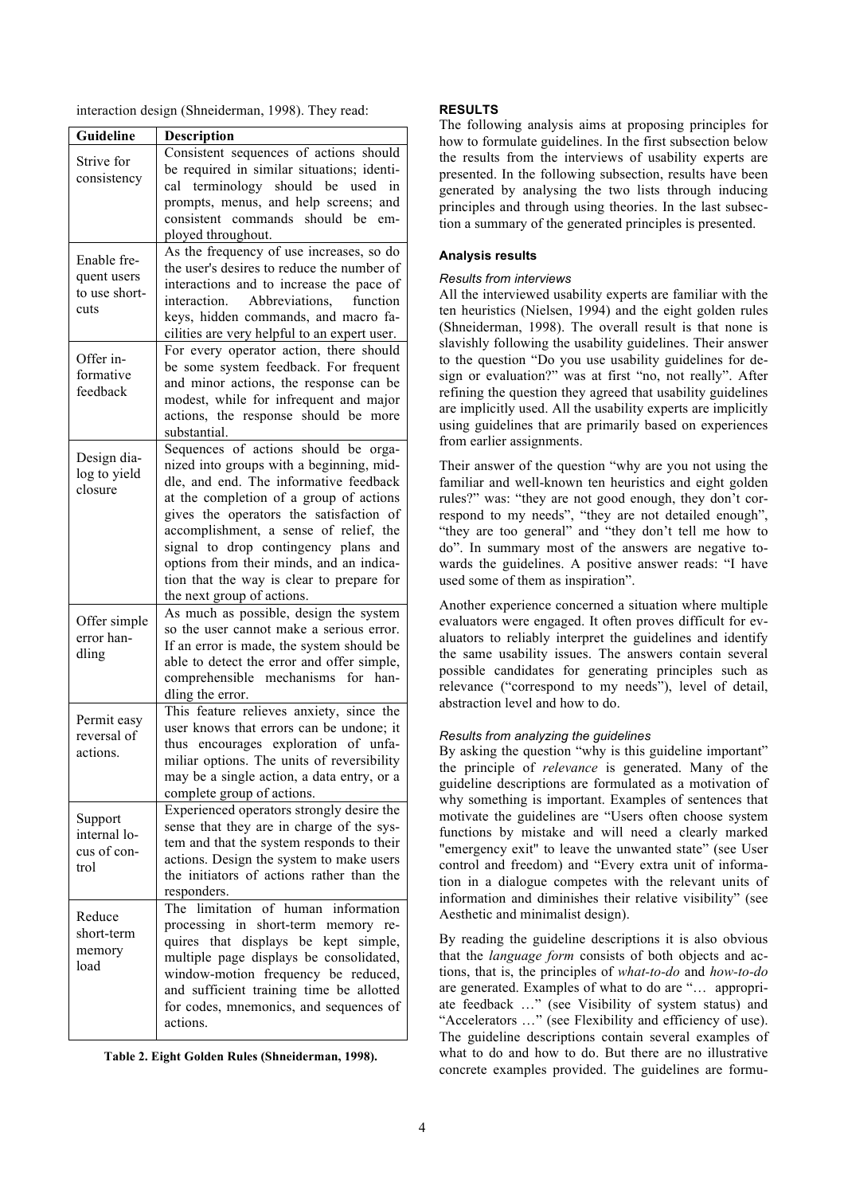interaction design (Shneiderman, 1998). They read:

| Guideline | Description |
|---|---|
| Strive for consistency | Consistent sequences of actions should be required in similar situations; identical terminology should be used in prompts, menus, and help screens; and consistent commands should be employed throughout. |
| Enable frequent users to use shortcuts | As the frequency of use increases, so do the user's desires to reduce the number of interactions and to increase the pace of interaction. Abbreviations, function keys, hidden commands, and macro facilities are very helpful to an expert user. |
| Offer informative feedback | For every operator action, there should be some system feedback. For frequent and minor actions, the response can be modest, while for infrequent and major actions, the response should be more substantial. |
| Design dialog to yield closure | Sequences of actions should be organized into groups with a beginning, middle, and end. The informative feedback at the completion of a group of actions gives the operators the satisfaction of accomplishment, a sense of relief, the signal to drop contingency plans and options from their minds, and an indication that the way is clear to prepare for the next group of actions. |
| Offer simple error handling | As much as possible, design the system so the user cannot make a serious error. If an error is made, the system should be able to detect the error and offer simple, comprehensible mechanisms for handling the error. |
| Permit easy reversal of actions. | This feature relieves anxiety, since the user knows that errors can be undone; it thus encourages exploration of unfamiliar options. The units of reversibility may be a single action, a data entry, or a complete group of actions. |
| Support internal locus of control | Experienced operators strongly desire the sense that they are in charge of the system and that the system responds to their actions. Design the system to make users the initiators of actions rather than the responders. |
| Reduce short-term memory load | The limitation of human information processing in short-term memory requires that displays be kept simple, multiple page displays be consolidated, window-motion frequency be reduced, and sufficient training time be allotted for codes, mnemonics, and sequences of actions. |

**Table 2. Eight Golden Rules (Shneiderman, 1998).**

## RESULTS

The following analysis aims at proposing principles for how to formulate guidelines. In the first subsection below the results from the interviews of usability experts are presented. In the following subsection, results have been generated by analysing the two lists through inducing principles and through using theories. In the last subsection a summary of the generated principles is presented.

### Analysis results

#### *Results from interviews*

All the interviewed usability experts are familiar with the ten heuristics (Nielsen, 1994) and the eight golden rules (Shneiderman, 1998). The overall result is that none is slavishly following the usability guidelines. Their answer to the question "Do you use usability guidelines for design or evaluation?" was at first "no, not really". After refining the question they agreed that usability guidelines are implicitly used. All the usability experts are implicitly using guidelines that are primarily based on experiences from earlier assignments.

Their answer of the question "why are you not using the familiar and well-known ten heuristics and eight golden rules?" was: "they are not good enough, they don't correspond to my needs", "they are not detailed enough", "they are too general" and "they don't tell me how to do". In summary most of the answers are negative towards the guidelines. A positive answer reads: "I have used some of them as inspiration".

Another experience concerned a situation where multiple evaluators were engaged. It often proves difficult for evaluators to reliably interpret the guidelines and identify the same usability issues. The answers contain several possible candidates for generating principles such as relevance ("correspond to my needs"), level of detail, abstraction level and how to do.

#### *Results from analyzing the guidelines*

By asking the question "why is this guideline important" the principle of *relevance* is generated. Many of the guideline descriptions are formulated as a motivation of why something is important. Examples of sentences that motivate the guidelines are "Users often choose system functions by mistake and will need a clearly marked "emergency exit" to leave the unwanted state" (see User control and freedom) and "Every extra unit of information in a dialogue competes with the relevant units of information and diminishes their relative visibility" (see Aesthetic and minimalist design).

By reading the guideline descriptions it is also obvious that the *language form* consists of both objects and actions, that is, the principles of *what-to-do* and *how-to-do* are generated. Examples of what to do are "… appropriate feedback …" (see Visibility of system status) and "Accelerators …" (see Flexibility and efficiency of use). The guideline descriptions contain several examples of what to do and how to do. But there are no illustrative concrete examples provided. The guidelines are formu-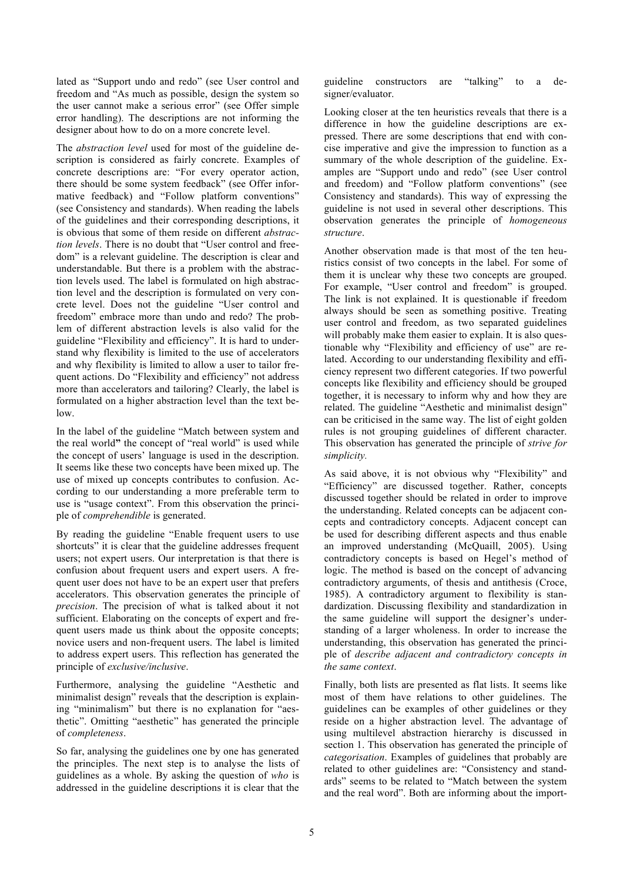lated as "Support undo and redo" (see User control and freedom and "As much as possible, design the system so the user cannot make a serious error" (see Offer simple error handling). The descriptions are not informing the designer about how to do on a more concrete level.

The *abstraction level* used for most of the guideline description is considered as fairly concrete. Examples of concrete descriptions are: "For every operator action, there should be some system feedback" (see Offer informative feedback) and "Follow platform conventions" (see Consistency and standards). When reading the labels of the guidelines and their corresponding descriptions, it is obvious that some of them reside on different *abstraction levels*. There is no doubt that "User control and freedom" is a relevant guideline. The description is clear and understandable. But there is a problem with the abstraction levels used. The label is formulated on high abstraction level and the description is formulated on very concrete level. Does not the guideline "User control and freedom" embrace more than undo and redo? The problem of different abstraction levels is also valid for the guideline "Flexibility and efficiency". It is hard to understand why flexibility is limited to the use of accelerators and why flexibility is limited to allow a user to tailor frequent actions. Do "Flexibility and efficiency" not address more than accelerators and tailoring? Clearly, the label is formulated on a higher abstraction level than the text below.

In the label of the guideline "Match between system and the real world" the concept of "real world" is used while the concept of users' language is used in the description. It seems like these two concepts have been mixed up. The use of mixed up concepts contributes to confusion. According to our understanding a more preferable term to use is "usage context". From this observation the principle of *comprehendible* is generated.

By reading the guideline "Enable frequent users to use shortcuts" it is clear that the guideline addresses frequent users; not expert users. Our interpretation is that there is confusion about frequent users and expert users. A frequent user does not have to be an expert user that prefers accelerators. This observation generates the principle of *precision*. The precision of what is talked about it not sufficient. Elaborating on the concepts of expert and frequent users made us think about the opposite concepts; novice users and non-frequent users. The label is limited to address expert users. This reflection has generated the principle of *exclusive/inclusive*.

Furthermore, analysing the guideline "Aesthetic and minimalist design" reveals that the description is explaining "minimalism" but there is no explanation for "aesthetic". Omitting "aesthetic" has generated the principle of *completeness*.

So far, analysing the guidelines one by one has generated the principles. The next step is to analyse the lists of guidelines as a whole. By asking the question of *who* is addressed in the guideline descriptions it is clear that the guideline constructors are "talking" to a designer/evaluator.

Looking closer at the ten heuristics reveals that there is a difference in how the guideline descriptions are expressed. There are some descriptions that end with concise imperative and give the impression to function as a summary of the whole description of the guideline. Examples are "Support undo and redo" (see User control and freedom) and "Follow platform conventions" (see Consistency and standards). This way of expressing the guideline is not used in several other descriptions. This observation generates the principle of *homogeneous structure*.

Another observation made is that most of the ten heuristics consist of two concepts in the label. For some of them it is unclear why these two concepts are grouped. For example, "User control and freedom" is grouped. The link is not explained. It is questionable if freedom always should be seen as something positive. Treating user control and freedom, as two separated guidelines will probably make them easier to explain. It is also questionable why "Flexibility and efficiency of use" are related. According to our understanding flexibility and efficiency represent two different categories. If two powerful concepts like flexibility and efficiency should be grouped together, it is necessary to inform why and how they are related. The guideline "Aesthetic and minimalist design" can be criticised in the same way. The list of eight golden rules is not grouping guidelines of different character. This observation has generated the principle of *strive for simplicity.*

As said above, it is not obvious why "Flexibility" and "Efficiency" are discussed together. Rather, concepts discussed together should be related in order to improve the understanding. Related concepts can be adjacent concepts and contradictory concepts. Adjacent concept can be used for describing different aspects and thus enable an improved understanding (McQuaill, 2005). Using contradictory concepts is based on Hegel's method of logic. The method is based on the concept of advancing contradictory arguments, of thesis and antithesis (Croce, 1985). A contradictory argument to flexibility is standardization. Discussing flexibility and standardization in the same guideline will support the designer's understanding of a larger wholeness. In order to increase the understanding, this observation has generated the principle of *describe adjacent and contradictory concepts in the same context*.

Finally, both lists are presented as flat lists. It seems like most of them have relations to other guidelines. The guidelines can be examples of other guidelines or they reside on a higher abstraction level. The advantage of using multilevel abstraction hierarchy is discussed in section 1. This observation has generated the principle of *categorisation*. Examples of guidelines that probably are related to other guidelines are: "Consistency and standards" seems to be related to "Match between the system and the real word". Both are informing about the import-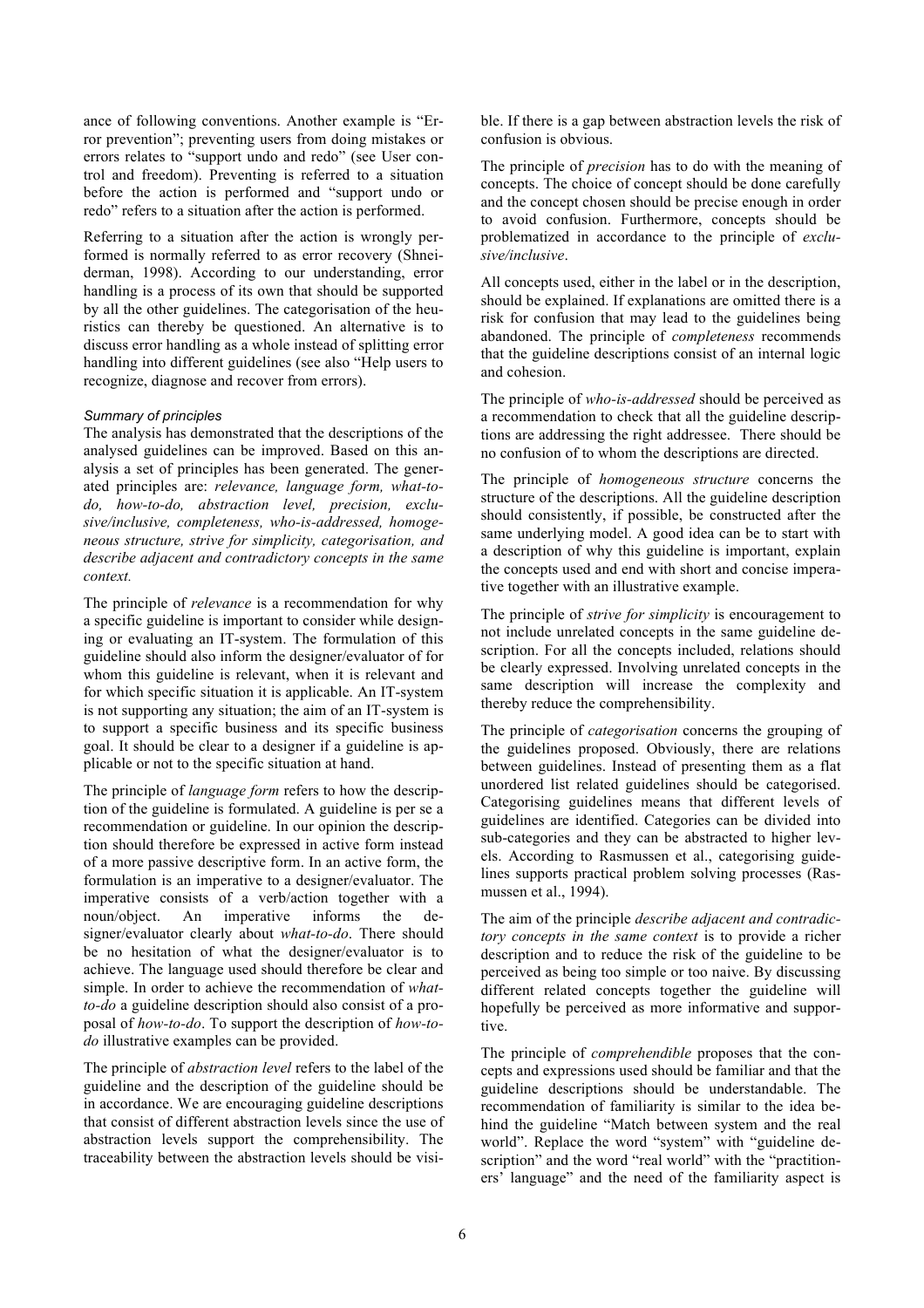ance of following conventions. Another example is "Error prevention"; preventing users from doing mistakes or errors relates to "support undo and redo" (see User control and freedom). Preventing is referred to a situation before the action is performed and "support undo or redo" refers to a situation after the action is performed.

Referring to a situation after the action is wrongly performed is normally referred to as error recovery (Shneiderman, 1998). According to our understanding, error handling is a process of its own that should be supported by all the other guidelines. The categorisation of the heuristics can thereby be questioned. An alternative is to discuss error handling as a whole instead of splitting error handling into different guidelines (see also "Help users to recognize, diagnose and recover from errors).

#### *Summary of principles*

The analysis has demonstrated that the descriptions of the analysed guidelines can be improved. Based on this analysis a set of principles has been generated. The generated principles are: *relevance, language form, what-to-do, how-to-do, abstraction level, precision, exclusive/inclusive, completeness, who-is-addressed, homogeneous structure, strive for simplicity, categorisation, and describe adjacent and contradictory concepts in the same context.*

The principle of *relevance* is a recommendation for why a specific guideline is important to consider while designing or evaluating an IT-system. The formulation of this guideline should also inform the designer/evaluator of for whom this guideline is relevant, when it is relevant and for which specific situation it is applicable. An IT-system is not supporting any situation; the aim of an IT-system is to support a specific business and its specific business goal. It should be clear to a designer if a guideline is applicable or not to the specific situation at hand.

The principle of *language form* refers to how the description of the guideline is formulated. A guideline is per se a recommendation or guideline. In our opinion the description should therefore be expressed in active form instead of a more passive descriptive form. In an active form, the formulation is an imperative to a designer/evaluator. The imperative consists of a verb/action together with a noun/object. An imperative informs the designer/evaluator clearly about *what-to-do*. There should be no hesitation of what the designer/evaluator is to achieve. The language used should therefore be clear and simple. In order to achieve the recommendation of *what-to-do* a guideline description should also consist of a proposal of *how-to-do*. To support the description of *how-to-do* illustrative examples can be provided.

The principle of *abstraction level* refers to the label of the guideline and the description of the guideline should be in accordance. We are encouraging guideline descriptions that consist of different abstraction levels since the use of abstraction levels support the comprehensibility. The traceability between the abstraction levels should be visible. If there is a gap between abstraction levels the risk of confusion is obvious.

The principle of *precision* has to do with the meaning of concepts. The choice of concept should be done carefully and the concept chosen should be precise enough in order to avoid confusion. Furthermore, concepts should be problematized in accordance to the principle of *exclusive/inclusive*.

All concepts used, either in the label or in the description, should be explained. If explanations are omitted there is a risk for confusion that may lead to the guidelines being abandoned. The principle of *completeness* recommends that the guideline descriptions consist of an internal logic and cohesion.

The principle of *who-is-addressed* should be perceived as a recommendation to check that all the guideline descriptions are addressing the right addressee. There should be no confusion of to whom the descriptions are directed.

The principle of *homogeneous structure* concerns the structure of the descriptions. All the guideline description should consistently, if possible, be constructed after the same underlying model. A good idea can be to start with a description of why this guideline is important, explain the concepts used and end with short and concise imperative together with an illustrative example.

The principle of *strive for simplicity* is encouragement to not include unrelated concepts in the same guideline description. For all the concepts included, relations should be clearly expressed. Involving unrelated concepts in the same description will increase the complexity and thereby reduce the comprehensibility.

The principle of *categorisation* concerns the grouping of the guidelines proposed. Obviously, there are relations between guidelines. Instead of presenting them as a flat unordered list related guidelines should be categorised. Categorising guidelines means that different levels of guidelines are identified. Categories can be divided into sub-categories and they can be abstracted to higher levels. According to Rasmussen et al., categorising guidelines supports practical problem solving processes (Rasmussen et al., 1994).

The aim of the principle *describe adjacent and contradictory concepts in the same context* is to provide a richer description and to reduce the risk of the guideline to be perceived as being too simple or too naive. By discussing different related concepts together the guideline will hopefully be perceived as more informative and supportive.

The principle of *comprehendible* proposes that the concepts and expressions used should be familiar and that the guideline descriptions should be understandable. The recommendation of familiarity is similar to the idea behind the guideline "Match between system and the real world". Replace the word "system" with "guideline description" and the word "real world" with the "practitioners' language" and the need of the familiarity aspect is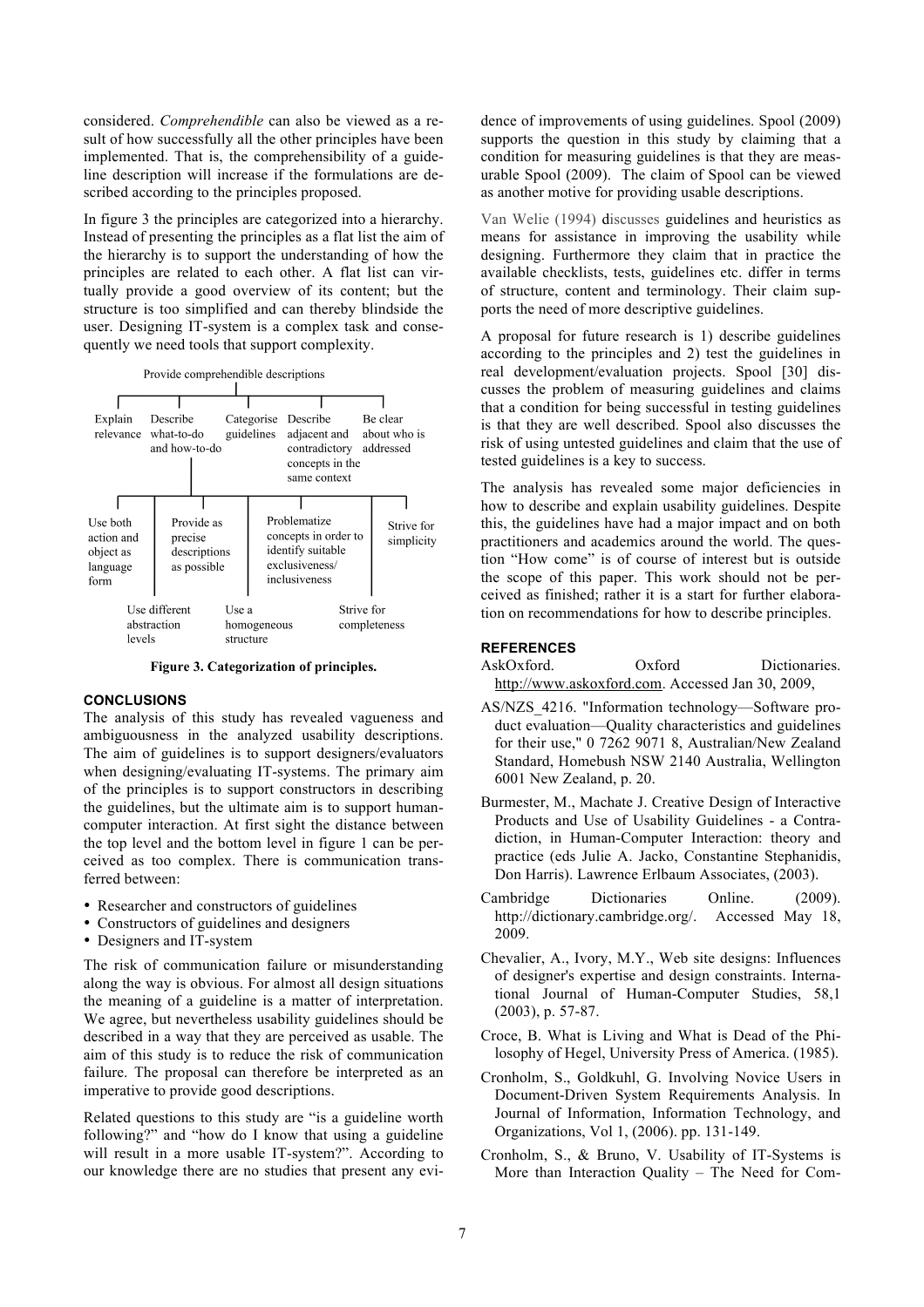considered. *Comprehendible* can also be viewed as a result of how successfully all the other principles have been implemented. That is, the comprehensibility of a guideline description will increase if the formulations are described according to the principles proposed.

In figure 3 the principles are categorized into a hierarchy. Instead of presenting the principles as a flat list the aim of the hierarchy is to support the understanding of how the principles are related to each other. A flat list can virtually provide a good overview of its content; but the structure is too simplified and can thereby blindside the user. Designing IT-system is a complex task and consequently we need tools that support complexity.

- Provide comprehendible descriptions
  - Explain relevance
  - Describe what-to-do and how-to-do
    - Use both action and object as language form
    - Use different abstraction levels
    - Provide as precise descriptions as possible
    - Use a homogeneous structure
    - Problematize concepts in order to identify suitable exclusiveness/ inclusiveness
    - Strive for completeness
    - Strive for simplicity
  - Categorise guidelines
  - Describe adjacent and contradictory concepts in the same context
  - Be clear about who is addressed

**Figure 3. Categorization of principles.**

## CONCLUSIONS

The analysis of this study has revealed vagueness and ambiguousness in the analyzed usability descriptions. The aim of guidelines is to support designers/evaluators when designing/evaluating IT-systems. The primary aim of the principles is to support constructors in describing the guidelines, but the ultimate aim is to support human-computer interaction. At first sight the distance between the top level and the bottom level in figure 1 can be perceived as too complex. There is communication transferred between:

- Researcher and constructors of guidelines
- Constructors of guidelines and designers
- Designers and IT-system

The risk of communication failure or misunderstanding along the way is obvious. For almost all design situations the meaning of a guideline is a matter of interpretation. We agree, but nevertheless usability guidelines should be described in a way that they are perceived as usable. The aim of this study is to reduce the risk of communication failure. The proposal can therefore be interpreted as an imperative to provide good descriptions.

Related questions to this study are "is a guideline worth following?" and "how do I know that using a guideline will result in a more usable IT-system?". According to our knowledge there are no studies that present any evidence of improvements of using guidelines. Spool (2009) supports the question in this study by claiming that a condition for measuring guidelines is that they are measurable Spool (2009). The claim of Spool can be viewed as another motive for providing usable descriptions.

Van Welie (1994) discusses guidelines and heuristics as means for assistance in improving the usability while designing. Furthermore they claim that in practice the available checklists, tests, guidelines etc. differ in terms of structure, content and terminology. Their claim supports the need of more descriptive guidelines.

A proposal for future research is 1) describe guidelines according to the principles and 2) test the guidelines in real development/evaluation projects. Spool [30] discusses the problem of measuring guidelines and claims that a condition for being successful in testing guidelines is that they are well described. Spool also discusses the risk of using untested guidelines and claim that the use of tested guidelines is a key to success.

The analysis has revealed some major deficiencies in how to describe and explain usability guidelines. Despite this, the guidelines have had a major impact and on both practitioners and academics around the world. The question "How come" is of course of interest but is outside the scope of this paper. This work should not be perceived as finished; rather it is a start for further elaboration on recommendations for how to describe principles.

## REFERENCES

AskOxford. Oxford Dictionaries. http://www.askoxford.com. Accessed Jan 30, 2009,

AS/NZS_4216. "Information technology—Software product evaluation—Quality characteristics and guidelines for their use," 0 7262 9071 8, Australian/New Zealand Standard, Homebush NSW 2140 Australia, Wellington 6001 New Zealand, p. 20.

Burmester, M., Machate J. Creative Design of Interactive Products and Use of Usability Guidelines - a Contradiction, in Human-Computer Interaction: theory and practice (eds Julie A. Jacko, Constantine Stephanidis, Don Harris). Lawrence Erlbaum Associates, (2003).

Cambridge Dictionaries Online. (2009). http://dictionary.cambridge.org/. Accessed May 18, 2009.

Chevalier, A., Ivory, M.Y., Web site designs: Influences of designer's expertise and design constraints. International Journal of Human-Computer Studies, 58,1 (2003), p. 57-87.

Croce, B. What is Living and What is Dead of the Philosophy of Hegel, University Press of America. (1985).

Cronholm, S., Goldkuhl, G. Involving Novice Users in Document-Driven System Requirements Analysis. In Journal of Information, Information Technology, and Organizations, Vol 1, (2006). pp. 131-149.

Cronholm, S., & Bruno, V. Usability of IT-Systems is More than Interaction Quality – The Need for Com-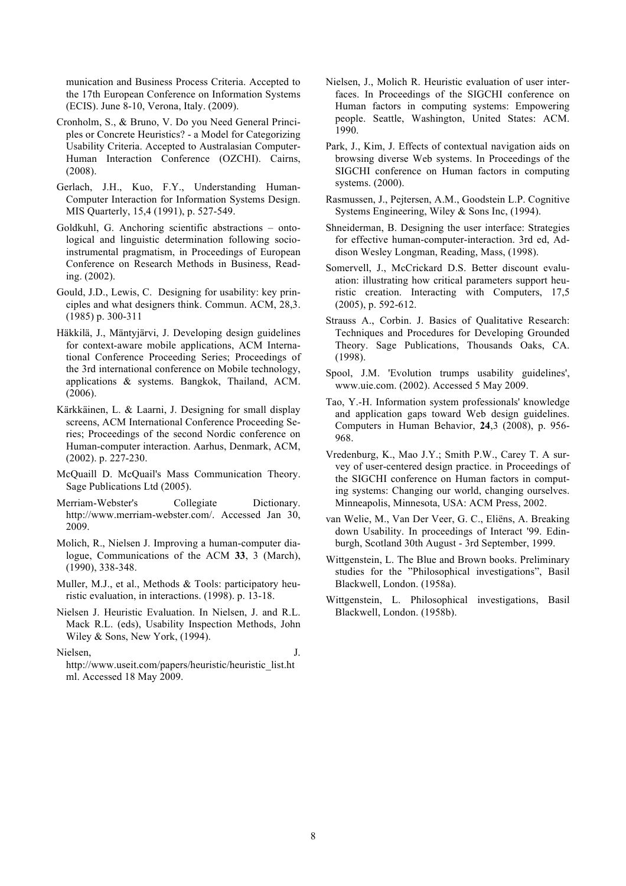munication and Business Process Criteria. Accepted to the 17th European Conference on Information Systems (ECIS). June 8-10, Verona, Italy. (2009).

Cronholm, S., & Bruno, V. Do you Need General Principles or Concrete Heuristics? - a Model for Categorizing Usability Criteria. Accepted to Australasian Computer-Human Interaction Conference (OZCHI). Cairns, (2008).

Gerlach, J.H., Kuo, F.Y., Understanding Human-Computer Interaction for Information Systems Design. MIS Quarterly, 15,4 (1991), p. 527-549.

Goldkuhl, G. Anchoring scientific abstractions – ontological and linguistic determination following socio-instrumental pragmatism, in Proceedings of European Conference on Research Methods in Business, Reading. (2002).

Gould, J.D., Lewis, C. Designing for usability: key principles and what designers think. Commun. ACM, 28,3. (1985) p. 300-311

Häkkilä, J., Mäntyjärvi, J. Developing design guidelines for context-aware mobile applications, ACM International Conference Proceeding Series; Proceedings of the 3rd international conference on Mobile technology, applications & systems. Bangkok, Thailand, ACM. (2006).

Kärkkäinen, L. & Laarni, J. Designing for small display screens, ACM International Conference Proceeding Series; Proceedings of the second Nordic conference on Human-computer interaction. Aarhus, Denmark, ACM, (2002). p. 227-230.

McQuaill D. McQuail's Mass Communication Theory. Sage Publications Ltd (2005).

Merriam-Webster's Collegiate Dictionary. http://www.merriam-webster.com/. Accessed Jan 30, 2009.

Molich, R., Nielsen J. Improving a human-computer dialogue, Communications of the ACM **33**, 3 (March), (1990), 338-348.

Muller, M.J., et al., Methods & Tools: participatory heuristic evaluation, in interactions. (1998). p. 13-18.

Nielsen J. Heuristic Evaluation. In Nielsen, J. and R.L. Mack R.L. (eds), Usability Inspection Methods, John Wiley & Sons, New York, (1994).

Nielsen, J. http://www.useit.com/papers/heuristic/heuristic_list.html. Accessed 18 May 2009.

Nielsen, J., Molich R. Heuristic evaluation of user interfaces. In Proceedings of the SIGCHI conference on Human factors in computing systems: Empowering people. Seattle, Washington, United States: ACM. 1990.

Park, J., Kim, J. Effects of contextual navigation aids on browsing diverse Web systems. In Proceedings of the SIGCHI conference on Human factors in computing systems. (2000).

Rasmussen, J., Pejtersen, A.M., Goodstein L.P. Cognitive Systems Engineering, Wiley & Sons Inc, (1994).

Shneiderman, B. Designing the user interface: Strategies for effective human-computer-interaction. 3rd ed, Addison Wesley Longman, Reading, Mass, (1998).

Somervell, J., McCrickard D.S. Better discount evaluation: illustrating how critical parameters support heuristic creation. Interacting with Computers, 17,5 (2005), p. 592-612.

Strauss A., Corbin. J. Basics of Qualitative Research: Techniques and Procedures for Developing Grounded Theory. Sage Publications, Thousands Oaks, CA. (1998).

Spool, J.M. 'Evolution trumps usability guidelines', www.uie.com. (2002). Accessed 5 May 2009.

Tao, Y.-H. Information system professionals' knowledge and application gaps toward Web design guidelines. Computers in Human Behavior, **24**,3 (2008), p. 956-968.

Vredenburg, K., Mao J.Y.; Smith P.W., Carey T. A survey of user-centered design practice. in Proceedings of the SIGCHI conference on Human factors in computing systems: Changing our world, changing ourselves. Minneapolis, Minnesota, USA: ACM Press, 2002.

van Welie, M., Van Der Veer, G. C., Eliëns, A. Breaking down Usability. In proceedings of Interact '99. Edinburgh, Scotland 30th August - 3rd September, 1999.

Wittgenstein, L. The Blue and Brown books. Preliminary studies for the "Philosophical investigations", Basil Blackwell, London. (1958a).

Wittgenstein, L. Philosophical investigations, Basil Blackwell, London. (1958b).